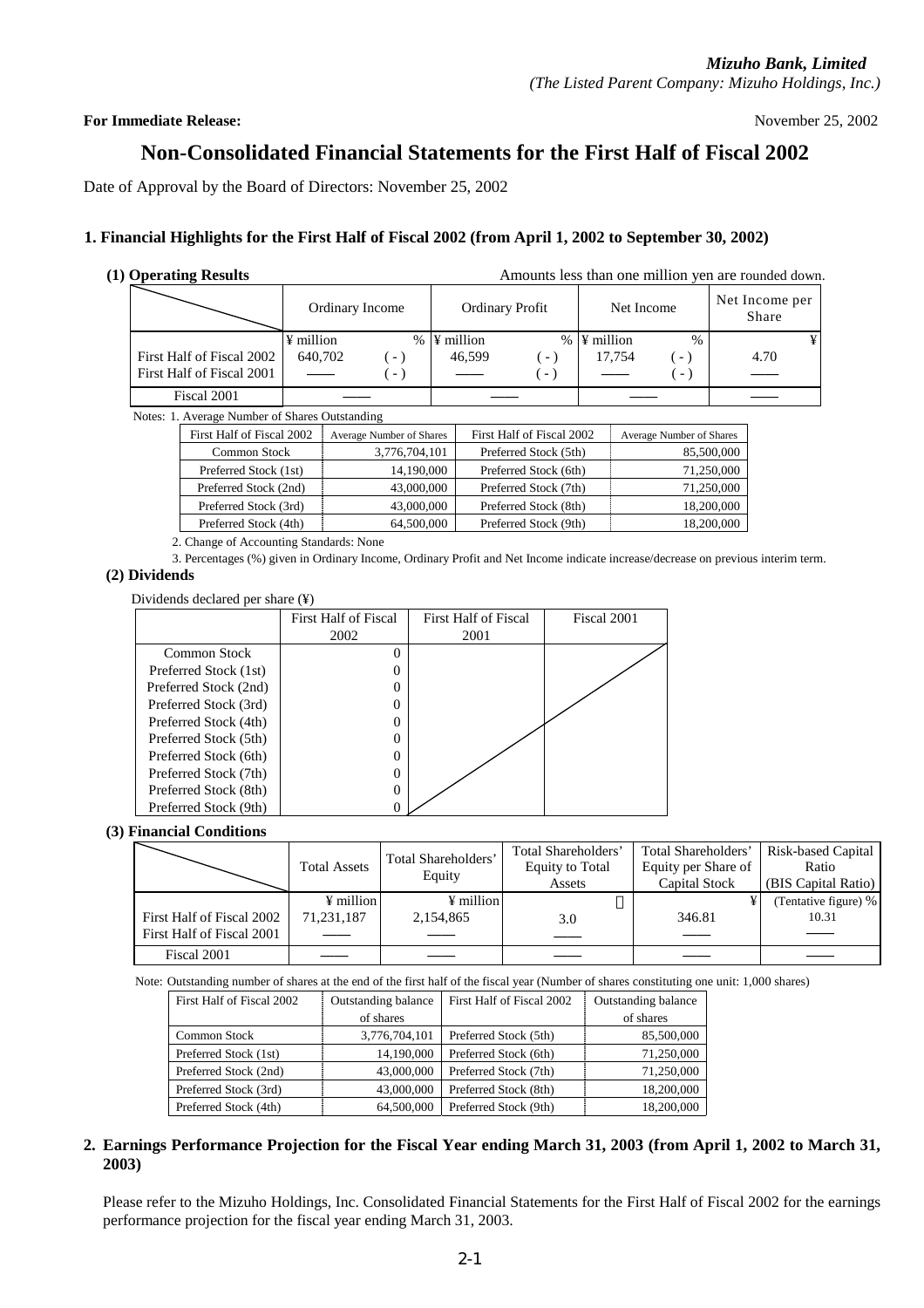*Mizuho Bank, Limited*
*(The Listed Parent Company: Mizuho Holdings, Inc.)*

**For Immediate Release:** November 25, 2002

# Non-Consolidated Financial Statements for the First Half of Fiscal 2002

Date of Approval by the Board of Directors: November 25, 2002

## 1. Financial Highlights for the First Half of Fiscal 2002 (from April 1, 2002 to September 30, 2002)

### (1) Operating Results

Amounts less than one million yen are rounded down.

| | Ordinary Income | | Ordinary Profit | | Net Income | | Net Income per Share |
|---|---|---|---|---|---|---|---|
| | ¥ million | % | ¥ million | % | ¥ million | % | ¥ |
| First Half of Fiscal 2002 | 640,702 | ( - ) | 46,599 | ( - ) | 17,754 | ( - ) | 4.70 |
| First Half of Fiscal 2001 | —— | ( - ) | —— | ( - ) | —— | ( - ) | —— |
| Fiscal 2001 | —— | | —— | | —— | | —— |

Notes: 1. Average Number of Shares Outstanding

| First Half of Fiscal 2002 | Average Number of Shares | First Half of Fiscal 2002 | Average Number of Shares |
|---|---|---|---|
| Common Stock | 3,776,704,101 | Preferred Stock (5th) | 85,500,000 |
| Preferred Stock (1st) | 14,190,000 | Preferred Stock (6th) | 71,250,000 |
| Preferred Stock (2nd) | 43,000,000 | Preferred Stock (7th) | 71,250,000 |
| Preferred Stock (3rd) | 43,000,000 | Preferred Stock (8th) | 18,200,000 |
| Preferred Stock (4th) | 64,500,000 | Preferred Stock (9th) | 18,200,000 |

2. Change of Accounting Standards: None

3. Percentages (%) given in Ordinary Income, Ordinary Profit and Net Income indicate increase/decrease on previous interim term.

### (2) Dividends

Dividends declared per share (¥)

| | First Half of Fiscal 2002 | First Half of Fiscal 2001 | Fiscal 2001 |
|---|---|---|---|
| Common Stock | 0 | | |
| Preferred Stock (1st) | 0 | | |
| Preferred Stock (2nd) | 0 | | |
| Preferred Stock (3rd) | 0 | | |
| Preferred Stock (4th) | 0 | | |
| Preferred Stock (5th) | 0 | | |
| Preferred Stock (6th) | 0 | | |
| Preferred Stock (7th) | 0 | | |
| Preferred Stock (8th) | 0 | | |
| Preferred Stock (9th) | 0 | | |

### (3) Financial Conditions

| | Total Assets | Total Shareholders' Equity | Total Shareholders' Equity to Total Assets | Total Shareholders' Equity per Share of Capital Stock | Risk-based Capital Ratio (BIS Capital Ratio) |
|---|---|---|---|---|---|
| | ¥ million | ¥ million | % | ¥ | (Tentative figure) % |
| First Half of Fiscal 2002 | 71,231,187 | 2,154,865 | 3.0 | 346.81 | 10.31 |
| First Half of Fiscal 2001 | —— | —— | —— | —— | —— |
| Fiscal 2001 | —— | —— | —— | —— | —— |

Note: Outstanding number of shares at the end of the first half of the fiscal year (Number of shares constituting one unit: 1,000 shares)

| First Half of Fiscal 2002 | Outstanding balance of shares | First Half of Fiscal 2002 | Outstanding balance of shares |
|---|---|---|---|
| Common Stock | 3,776,704,101 | Preferred Stock (5th) | 85,500,000 |
| Preferred Stock (1st) | 14,190,000 | Preferred Stock (6th) | 71,250,000 |
| Preferred Stock (2nd) | 43,000,000 | Preferred Stock (7th) | 71,250,000 |
| Preferred Stock (3rd) | 43,000,000 | Preferred Stock (8th) | 18,200,000 |
| Preferred Stock (4th) | 64,500,000 | Preferred Stock (9th) | 18,200,000 |

## 2. Earnings Performance Projection for the Fiscal Year ending March 31, 2003 (from April 1, 2002 to March 31, 2003)

Please refer to the Mizuho Holdings, Inc. Consolidated Financial Statements for the First Half of Fiscal 2002 for the earnings performance projection for the fiscal year ending March 31, 2003.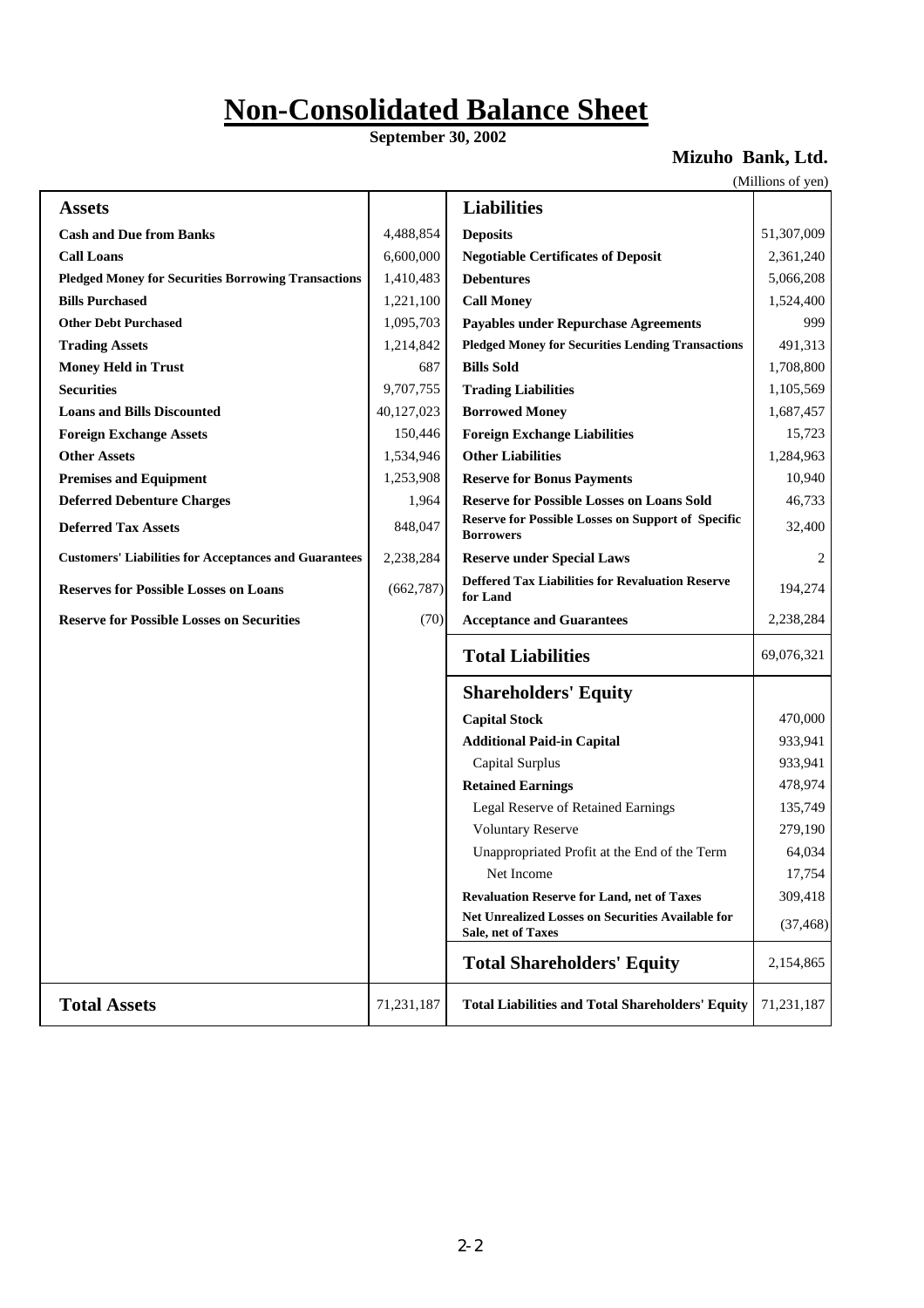# Non-Consolidated Balance Sheet

**September 30, 2002**

**Mizuho Bank, Ltd.**

(Millions of yen)

| Assets | | Liabilities | |
|---|---|---|---|
| **Cash and Due from Banks** | 4,488,854 | **Deposits** | 51,307,009 |
| **Call Loans** | 6,600,000 | **Negotiable Certificates of Deposit** | 2,361,240 |
| **Pledged Money for Securities Borrowing Transactions** | 1,410,483 | **Debentures** | 5,066,208 |
| **Bills Purchased** | 1,221,100 | **Call Money** | 1,524,400 |
| **Other Debt Purchased** | 1,095,703 | **Payables under Repurchase Agreements** | 999 |
| **Trading Assets** | 1,214,842 | **Pledged Money for Securities Lending Transactions** | 491,313 |
| **Money Held in Trust** | 687 | **Bills Sold** | 1,708,800 |
| **Securities** | 9,707,755 | **Trading Liabilities** | 1,105,569 |
| **Loans and Bills Discounted** | 40,127,023 | **Borrowed Money** | 1,687,457 |
| **Foreign Exchange Assets** | 150,446 | **Foreign Exchange Liabilities** | 15,723 |
| **Other Assets** | 1,534,946 | **Other Liabilities** | 1,284,963 |
| **Premises and Equipment** | 1,253,908 | **Reserve for Bonus Payments** | 10,940 |
| **Deferred Debenture Charges** | 1,964 | **Reserve for Possible Losses on Loans Sold** | 46,733 |
| **Deferred Tax Assets** | 848,047 | **Reserve for Possible Losses on Support of Specific Borrowers** | 32,400 |
| **Customers' Liabilities for Acceptances and Guarantees** | 2,238,284 | **Reserve under Special Laws** | 2 |
| **Reserves for Possible Losses on Loans** | (662,787) | **Deffered Tax Liabilities for Revaluation Reserve for Land** | 194,274 |
| **Reserve for Possible Losses on Securities** | (70) | **Acceptance and Guarantees** | 2,238,284 |
| | | **Total Liabilities** | 69,076,321 |
| | | **Shareholders' Equity** | |
| | | **Capital Stock** | 470,000 |
| | | **Additional Paid-in Capital** | 933,941 |
| | | Capital Surplus | 933,941 |
| | | **Retained Earnings** | 478,974 |
| | | Legal Reserve of Retained Earnings | 135,749 |
| | | Voluntary Reserve | 279,190 |
| | | Unappropriated Profit at the End of the Term | 64,034 |
| | | Net Income | 17,754 |
| | | **Revaluation Reserve for Land, net of Taxes** | 309,418 |
| | | **Net Unrealized Losses on Securities Available for Sale, net of Taxes** | (37,468) |
| | | **Total Shareholders' Equity** | 2,154,865 |
| **Total Assets** | 71,231,187 | **Total Liabilities and Total Shareholders' Equity** | 71,231,187 |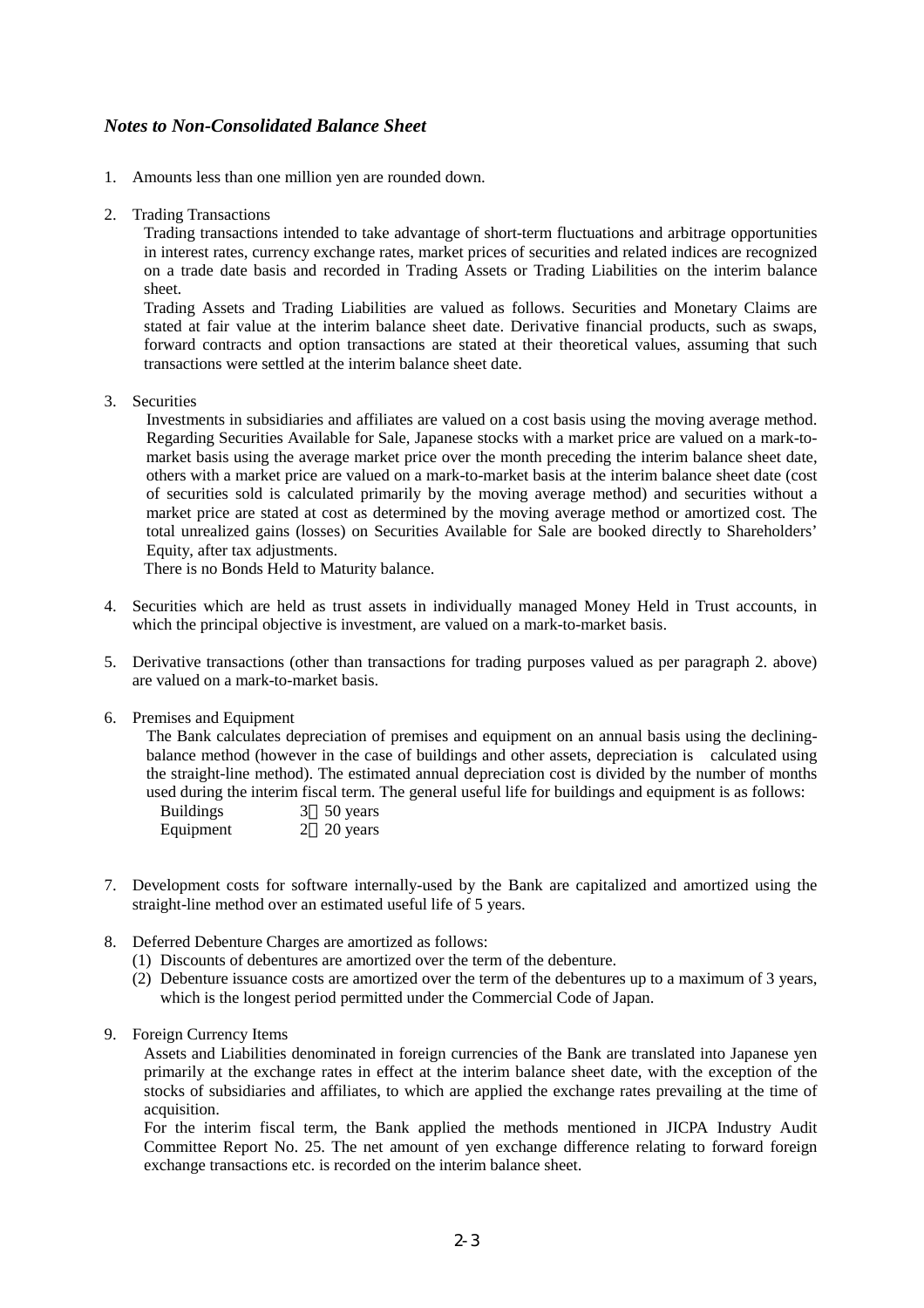*Notes to Non-Consolidated Balance Sheet*

1. Amounts less than one million yen are rounded down.

2. Trading Transactions

   Trading transactions intended to take advantage of short-term fluctuations and arbitrage opportunities in interest rates, currency exchange rates, market prices of securities and related indices are recognized on a trade date basis and recorded in Trading Assets or Trading Liabilities on the interim balance sheet.

   Trading Assets and Trading Liabilities are valued as follows. Securities and Monetary Claims are stated at fair value at the interim balance sheet date. Derivative financial products, such as swaps, forward contracts and option transactions are stated at their theoretical values, assuming that such transactions were settled at the interim balance sheet date.

3. Securities

   Investments in subsidiaries and affiliates are valued on a cost basis using the moving average method. Regarding Securities Available for Sale, Japanese stocks with a market price are valued on a mark-to-market basis using the average market price over the month preceding the interim balance sheet date, others with a market price are valued on a mark-to-market basis at the interim balance sheet date (cost of securities sold is calculated primarily by the moving average method) and securities without a market price are stated at cost as determined by the moving average method or amortized cost. The total unrealized gains (losses) on Securities Available for Sale are booked directly to Shareholders' Equity, after tax adjustments.

   There is no Bonds Held to Maturity balance.

4. Securities which are held as trust assets in individually managed Money Held in Trust accounts, in which the principal objective is investment, are valued on a mark-to-market basis.

5. Derivative transactions (other than transactions for trading purposes valued as per paragraph 2. above) are valued on a mark-to-market basis.

6. Premises and Equipment

   The Bank calculates depreciation of premises and equipment on an annual basis using the declining-balance method (however in the case of buildings and other assets, depreciation is calculated using the straight-line method). The estimated annual depreciation cost is divided by the number of months used during the interim fiscal term. The general useful life for buildings and equipment is as follows:

   | | |
   |---|---|
   | Buildings | 3～50 years |
   | Equipment | 2～20 years |

7. Development costs for software internally-used by the Bank are capitalized and amortized using the straight-line method over an estimated useful life of 5 years.

8. Deferred Debenture Charges are amortized as follows:
   (1) Discounts of debentures are amortized over the term of the debenture.
   (2) Debenture issuance costs are amortized over the term of the debentures up to a maximum of 3 years, which is the longest period permitted under the Commercial Code of Japan.

9. Foreign Currency Items

   Assets and Liabilities denominated in foreign currencies of the Bank are translated into Japanese yen primarily at the exchange rates in effect at the interim balance sheet date, with the exception of the stocks of subsidiaries and affiliates, to which are applied the exchange rates prevailing at the time of acquisition.

   For the interim fiscal term, the Bank applied the methods mentioned in JICPA Industry Audit Committee Report No. 25. The net amount of yen exchange difference relating to forward foreign exchange transactions etc. is recorded on the interim balance sheet.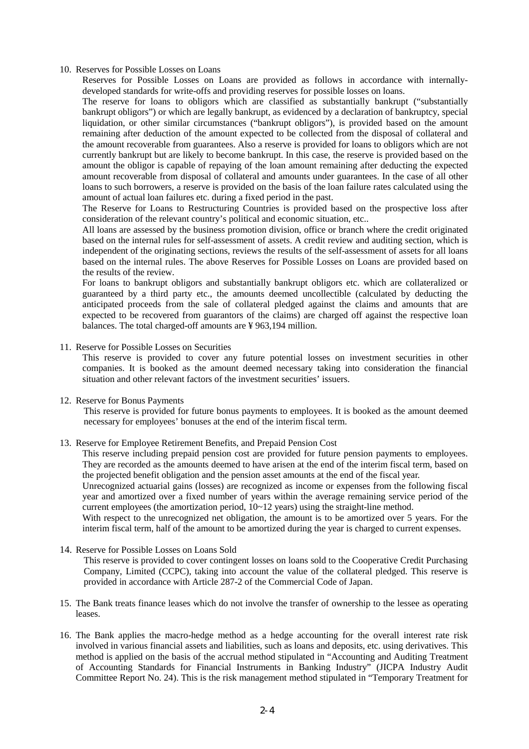10. Reserves for Possible Losses on Loans

    Reserves for Possible Losses on Loans are provided as follows in accordance with internally-developed standards for write-offs and providing reserves for possible losses on loans.

    The reserve for loans to obligors which are classified as substantially bankrupt ("substantially bankrupt obligors") or which are legally bankrupt, as evidenced by a declaration of bankruptcy, special liquidation, or other similar circumstances ("bankrupt obligors"), is provided based on the amount remaining after deduction of the amount expected to be collected from the disposal of collateral and the amount recoverable from guarantees. Also a reserve is provided for loans to obligors which are not currently bankrupt but are likely to become bankrupt. In this case, the reserve is provided based on the amount the obligor is capable of repaying of the loan amount remaining after deducting the expected amount recoverable from disposal of collateral and amounts under guarantees. In the case of all other loans to such borrowers, a reserve is provided on the basis of the loan failure rates calculated using the amount of actual loan failures etc. during a fixed period in the past.

    The Reserve for Loans to Restructuring Countries is provided based on the prospective loss after consideration of the relevant country's political and economic situation, etc..

    All loans are assessed by the business promotion division, office or branch where the credit originated based on the internal rules for self-assessment of assets. A credit review and auditing section, which is independent of the originating sections, reviews the results of the self-assessment of assets for all loans based on the internal rules. The above Reserves for Possible Losses on Loans are provided based on the results of the review.

    For loans to bankrupt obligors and substantially bankrupt obligors etc. which are collateralized or guaranteed by a third party etc., the amounts deemed uncollectible (calculated by deducting the anticipated proceeds from the sale of collateral pledged against the claims and amounts that are expected to be recovered from guarantors of the claims) are charged off against the respective loan balances. The total charged-off amounts are ¥ 963,194 million.

11. Reserve for Possible Losses on Securities

    This reserve is provided to cover any future potential losses on investment securities in other companies. It is booked as the amount deemed necessary taking into consideration the financial situation and other relevant factors of the investment securities' issuers.

12. Reserve for Bonus Payments

    This reserve is provided for future bonus payments to employees. It is booked as the amount deemed necessary for employees' bonuses at the end of the interim fiscal term.

13. Reserve for Employee Retirement Benefits, and Prepaid Pension Cost

    This reserve including prepaid pension cost are provided for future pension payments to employees. They are recorded as the amounts deemed to have arisen at the end of the interim fiscal term, based on the projected benefit obligation and the pension asset amounts at the end of the fiscal year.

    Unrecognized actuarial gains (losses) are recognized as income or expenses from the following fiscal year and amortized over a fixed number of years within the average remaining service period of the current employees (the amortization period, 10~12 years) using the straight-line method.

    With respect to the unrecognized net obligation, the amount is to be amortized over 5 years. For the interim fiscal term, half of the amount to be amortized during the year is charged to current expenses.

14. Reserve for Possible Losses on Loans Sold

    This reserve is provided to cover contingent losses on loans sold to the Cooperative Credit Purchasing Company, Limited (CCPC), taking into account the value of the collateral pledged. This reserve is provided in accordance with Article 287-2 of the Commercial Code of Japan.

15. The Bank treats finance leases which do not involve the transfer of ownership to the lessee as operating leases.

16. The Bank applies the macro-hedge method as a hedge accounting for the overall interest rate risk involved in various financial assets and liabilities, such as loans and deposits, etc. using derivatives. This method is applied on the basis of the accrual method stipulated in "Accounting and Auditing Treatment of Accounting Standards for Financial Instruments in Banking Industry" (JICPA Industry Audit Committee Report No. 24). This is the risk management method stipulated in "Temporary Treatment for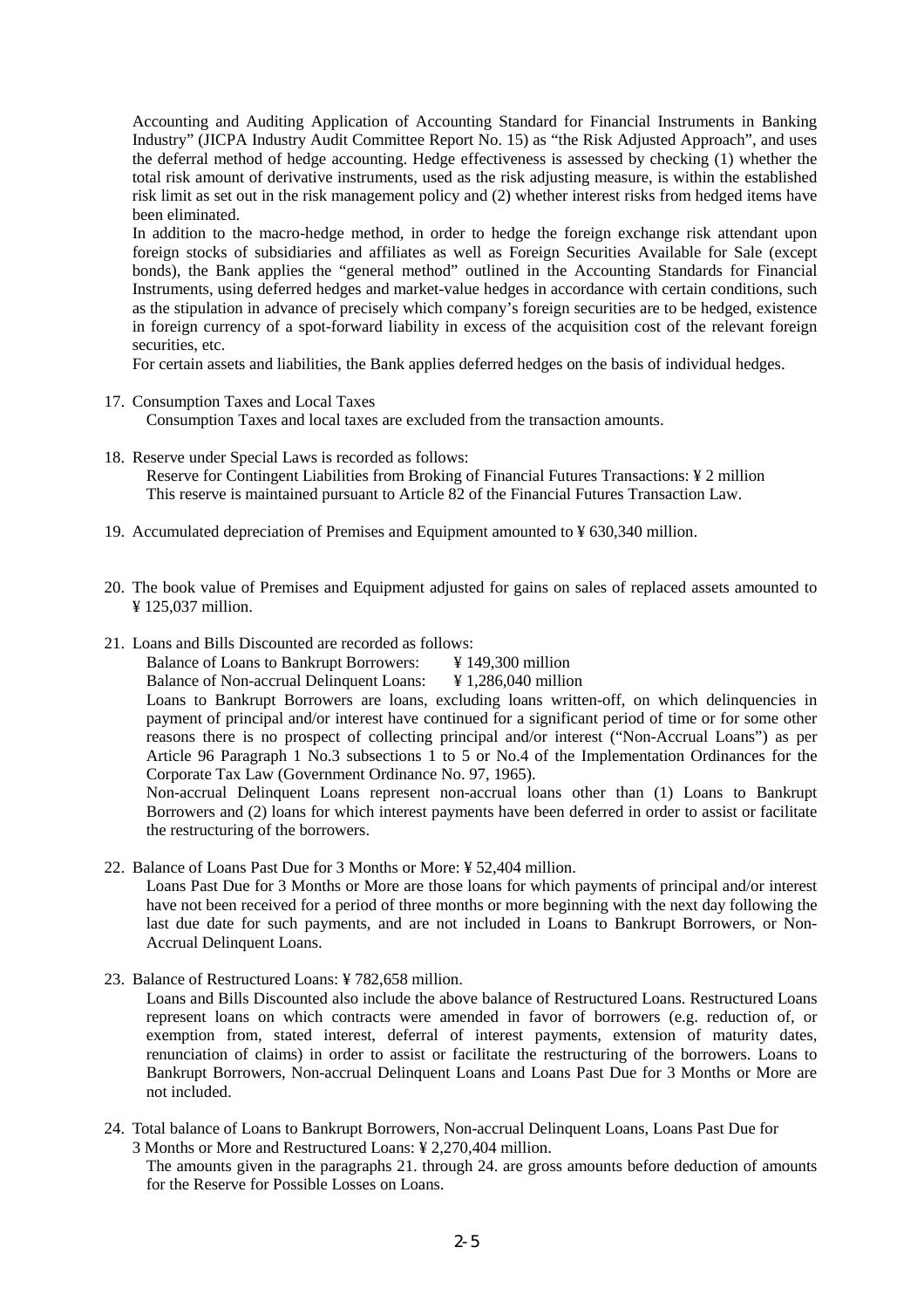Accounting and Auditing Application of Accounting Standard for Financial Instruments in Banking Industry" (JICPA Industry Audit Committee Report No. 15) as "the Risk Adjusted Approach", and uses the deferral method of hedge accounting. Hedge effectiveness is assessed by checking (1) whether the total risk amount of derivative instruments, used as the risk adjusting measure, is within the established risk limit as set out in the risk management policy and (2) whether interest risks from hedged items have been eliminated.

In addition to the macro-hedge method, in order to hedge the foreign exchange risk attendant upon foreign stocks of subsidiaries and affiliates as well as Foreign Securities Available for Sale (except bonds), the Bank applies the "general method" outlined in the Accounting Standards for Financial Instruments, using deferred hedges and market-value hedges in accordance with certain conditions, such as the stipulation in advance of precisely which company's foreign securities are to be hedged, existence in foreign currency of a spot-forward liability in excess of the acquisition cost of the relevant foreign securities, etc.

For certain assets and liabilities, the Bank applies deferred hedges on the basis of individual hedges.

17. Consumption Taxes and Local Taxes

    Consumption Taxes and local taxes are excluded from the transaction amounts.

18. Reserve under Special Laws is recorded as follows:

    Reserve for Contingent Liabilities from Broking of Financial Futures Transactions: ¥ 2 million

    This reserve is maintained pursuant to Article 82 of the Financial Futures Transaction Law.

19. Accumulated depreciation of Premises and Equipment amounted to ¥ 630,340 million.

20. The book value of Premises and Equipment adjusted for gains on sales of replaced assets amounted to ¥ 125,037 million.

21. Loans and Bills Discounted are recorded as follows:

    Balance of Loans to Bankrupt Borrowers: ¥ 149,300 million

    Balance of Non-accrual Delinquent Loans: ¥ 1,286,040 million

    Loans to Bankrupt Borrowers are loans, excluding loans written-off, on which delinquencies in payment of principal and/or interest have continued for a significant period of time or for some other reasons there is no prospect of collecting principal and/or interest ("Non-Accrual Loans") as per Article 96 Paragraph 1 No.3 subsections 1 to 5 or No.4 of the Implementation Ordinances for the Corporate Tax Law (Government Ordinance No. 97, 1965).

    Non-accrual Delinquent Loans represent non-accrual loans other than (1) Loans to Bankrupt Borrowers and (2) loans for which interest payments have been deferred in order to assist or facilitate the restructuring of the borrowers.

22. Balance of Loans Past Due for 3 Months or More: ¥ 52,404 million.

    Loans Past Due for 3 Months or More are those loans for which payments of principal and/or interest have not been received for a period of three months or more beginning with the next day following the last due date for such payments, and are not included in Loans to Bankrupt Borrowers, or Non-Accrual Delinquent Loans.

23. Balance of Restructured Loans: ¥ 782,658 million.

    Loans and Bills Discounted also include the above balance of Restructured Loans. Restructured Loans represent loans on which contracts were amended in favor of borrowers (e.g. reduction of, or exemption from, stated interest, deferral of interest payments, extension of maturity dates, renunciation of claims) in order to assist or facilitate the restructuring of the borrowers. Loans to Bankrupt Borrowers, Non-accrual Delinquent Loans and Loans Past Due for 3 Months or More are not included.

24. Total balance of Loans to Bankrupt Borrowers, Non-accrual Delinquent Loans, Loans Past Due for 3 Months or More and Restructured Loans: ¥ 2,270,404 million.

    The amounts given in the paragraphs 21. through 24. are gross amounts before deduction of amounts for the Reserve for Possible Losses on Loans.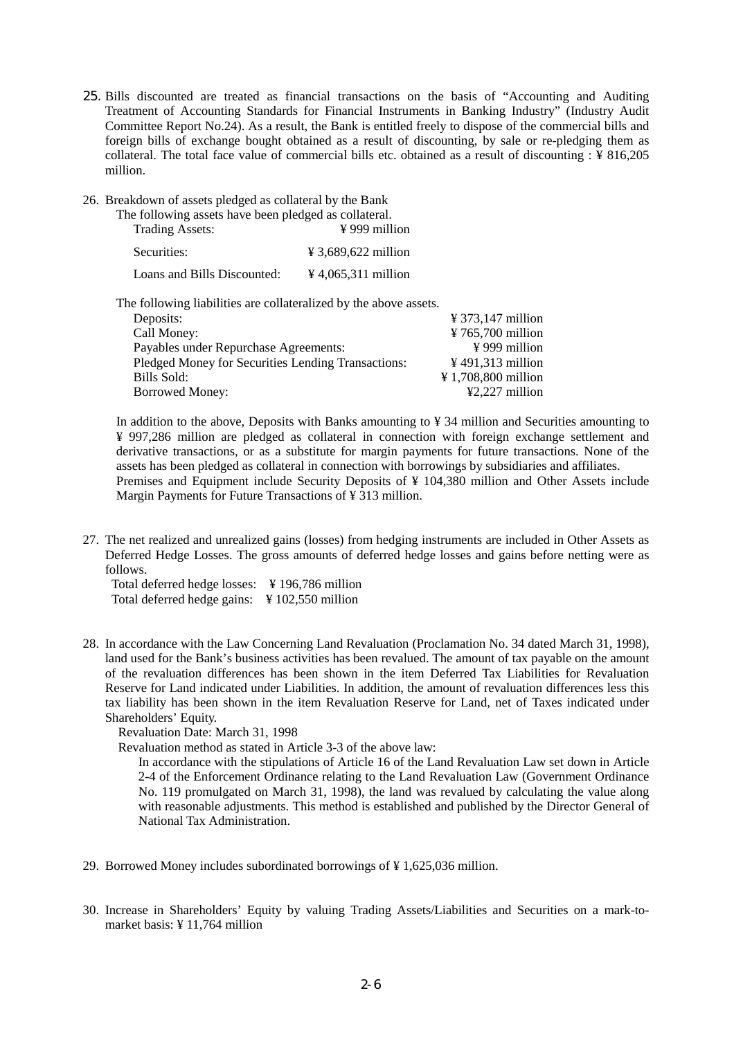25. Bills discounted are treated as financial transactions on the basis of "Accounting and Auditing Treatment of Accounting Standards for Financial Instruments in Banking Industry" (Industry Audit Committee Report No.24). As a result, the Bank is entitled freely to dispose of the commercial bills and foreign bills of exchange bought obtained as a result of discounting, by sale or re-pledging them as collateral. The total face value of commercial bills etc. obtained as a result of discounting : ¥ 816,205 million.

26. Breakdown of assets pledged as collateral by the Bank

The following assets have been pledged as collateral.

| | |
|---|---|
| Trading Assets: | ¥ 999 million |
| Securities: | ¥ 3,689,622 million |
| Loans and Bills Discounted: | ¥ 4,065,311 million |

The following liabilities are collateralized by the above assets.

| | |
|---|---|
| Deposits: | ¥ 373,147 million |
| Call Money: | ¥ 765,700 million |
| Payables under Repurchase Agreements: | ¥ 999 million |
| Pledged Money for Securities Lending Transactions: | ¥ 491,313 million |
| Bills Sold: | ¥ 1,708,800 million |
| Borrowed Money: | ¥2,227 million |

In addition to the above, Deposits with Banks amounting to ¥ 34 million and Securities amounting to ¥ 997,286 million are pledged as collateral in connection with foreign exchange settlement and derivative transactions, or as a substitute for margin payments for future transactions. None of the assets has been pledged as collateral in connection with borrowings by subsidiaries and affiliates.
Premises and Equipment include Security Deposits of ¥ 104,380 million and Other Assets include Margin Payments for Future Transactions of ¥ 313 million.

27. The net realized and unrealized gains (losses) from hedging instruments are included in Other Assets as Deferred Hedge Losses. The gross amounts of deferred hedge losses and gains before netting were as follows.

Total deferred hedge losses: ¥ 196,786 million
Total deferred hedge gains: ¥ 102,550 million

28. In accordance with the Law Concerning Land Revaluation (Proclamation No. 34 dated March 31, 1998), land used for the Bank's business activities has been revalued. The amount of tax payable on the amount of the revaluation differences has been shown in the item Deferred Tax Liabilities for Revaluation Reserve for Land indicated under Liabilities. In addition, the amount of revaluation differences less this tax liability has been shown in the item Revaluation Reserve for Land, net of Taxes indicated under Shareholders' Equity.

Revaluation Date: March 31, 1998

Revaluation method as stated in Article 3-3 of the above law:

In accordance with the stipulations of Article 16 of the Land Revaluation Law set down in Article 2-4 of the Enforcement Ordinance relating to the Land Revaluation Law (Government Ordinance No. 119 promulgated on March 31, 1998), the land was revalued by calculating the value along with reasonable adjustments. This method is established and published by the Director General of National Tax Administration.

29. Borrowed Money includes subordinated borrowings of ¥ 1,625,036 million.

30. Increase in Shareholders' Equity by valuing Trading Assets/Liabilities and Securities on a mark-to-market basis: ¥ 11,764 million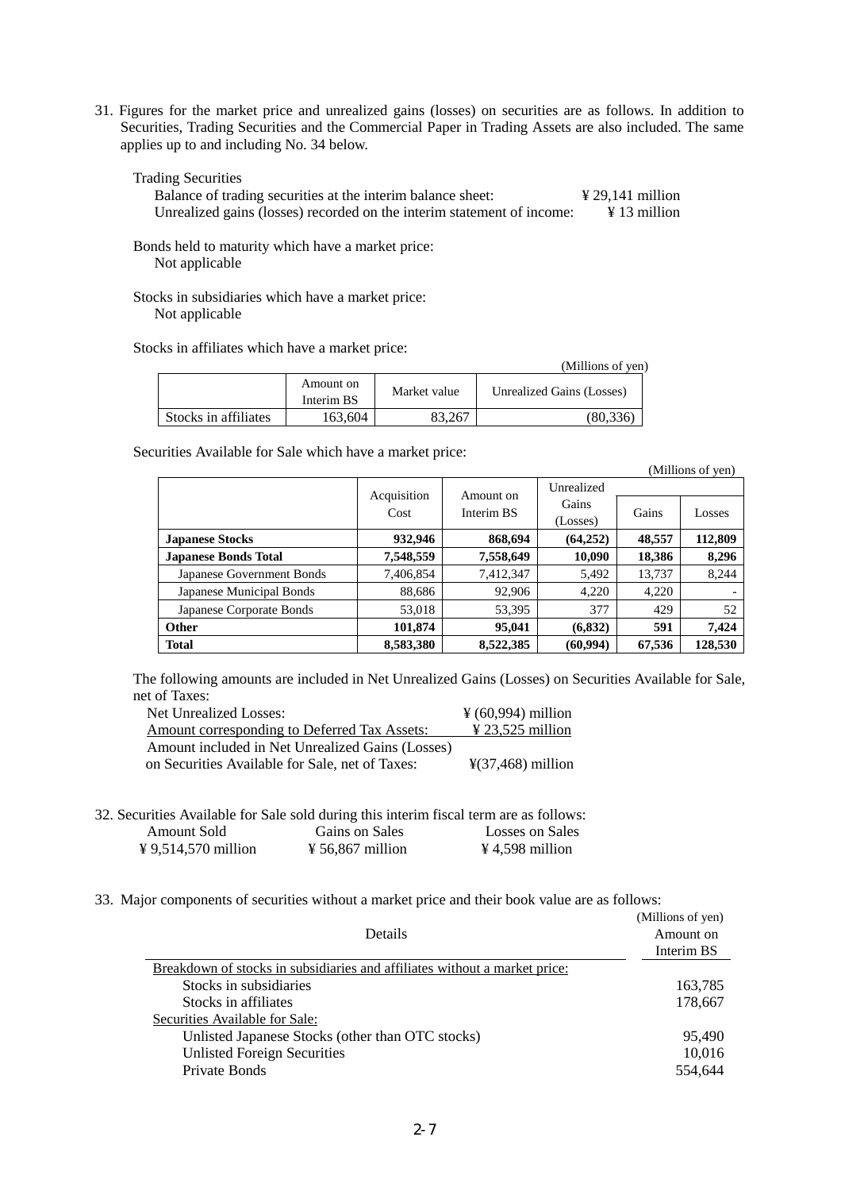31. Figures for the market price and unrealized gains (losses) on securities are as follows. In addition to Securities, Trading Securities and the Commercial Paper in Trading Assets are also included. The same applies up to and including No. 34 below.

Trading Securities

Balance of trading securities at the interim balance sheet: ¥ 29,141 million
Unrealized gains (losses) recorded on the interim statement of income: ¥ 13 million

Bonds held to maturity which have a market price:
Not applicable

Stocks in subsidiaries which have a market price:
Not applicable

Stocks in affiliates which have a market price:

(Millions of yen)

| | Amount on Interim BS | Market value | Unrealized Gains (Losses) |
|---|---|---|---|
| Stocks in affiliates | 163,604 | 83,267 | (80,336) |

Securities Available for Sale which have a market price:

(Millions of yen)

| | Acquisition Cost | Amount on Interim BS | Unrealized Gains (Losses) | Gains | Losses |
|---|---|---|---|---|---|
| **Japanese Stocks** | **932,946** | **868,694** | **(64,252)** | **48,557** | **112,809** |
| **Japanese Bonds Total** | **7,548,559** | **7,558,649** | **10,090** | **18,386** | **8,296** |
| Japanese Government Bonds | 7,406,854 | 7,412,347 | 5,492 | 13,737 | 8,244 |
| Japanese Municipal Bonds | 88,686 | 92,906 | 4,220 | 4,220 | - |
| Japanese Corporate Bonds | 53,018 | 53,395 | 377 | 429 | 52 |
| **Other** | **101,874** | **95,041** | **(6,832)** | **591** | **7,424** |
| **Total** | **8,583,380** | **8,522,385** | **(60,994)** | **67,536** | **128,530** |

The following amounts are included in Net Unrealized Gains (Losses) on Securities Available for Sale, net of Taxes:

| | |
|---|---|
| Net Unrealized Losses: | ¥ (60,994) million |
| Amount corresponding to Deferred Tax Assets: | ¥ 23,525 million |
| Amount included in Net Unrealized Gains (Losses) on Securities Available for Sale, net of Taxes: | ¥(37,468) million |

32. Securities Available for Sale sold during this interim fiscal term are as follows:

| Amount Sold | Gains on Sales | Losses on Sales |
|---|---|---|
| ¥ 9,514,570 million | ¥ 56,867 million | ¥ 4,598 million |

33. Major components of securities without a market price and their book value are as follows:

(Millions of yen)

| Details | Amount on Interim BS |
|---|---|
| Breakdown of stocks in subsidiaries and affiliates without a market price: | |
| Stocks in subsidiaries | 163,785 |
| Stocks in affiliates | 178,667 |
| Securities Available for Sale: | |
| Unlisted Japanese Stocks (other than OTC stocks) | 95,490 |
| Unlisted Foreign Securities | 10,016 |
| Private Bonds | 554,644 |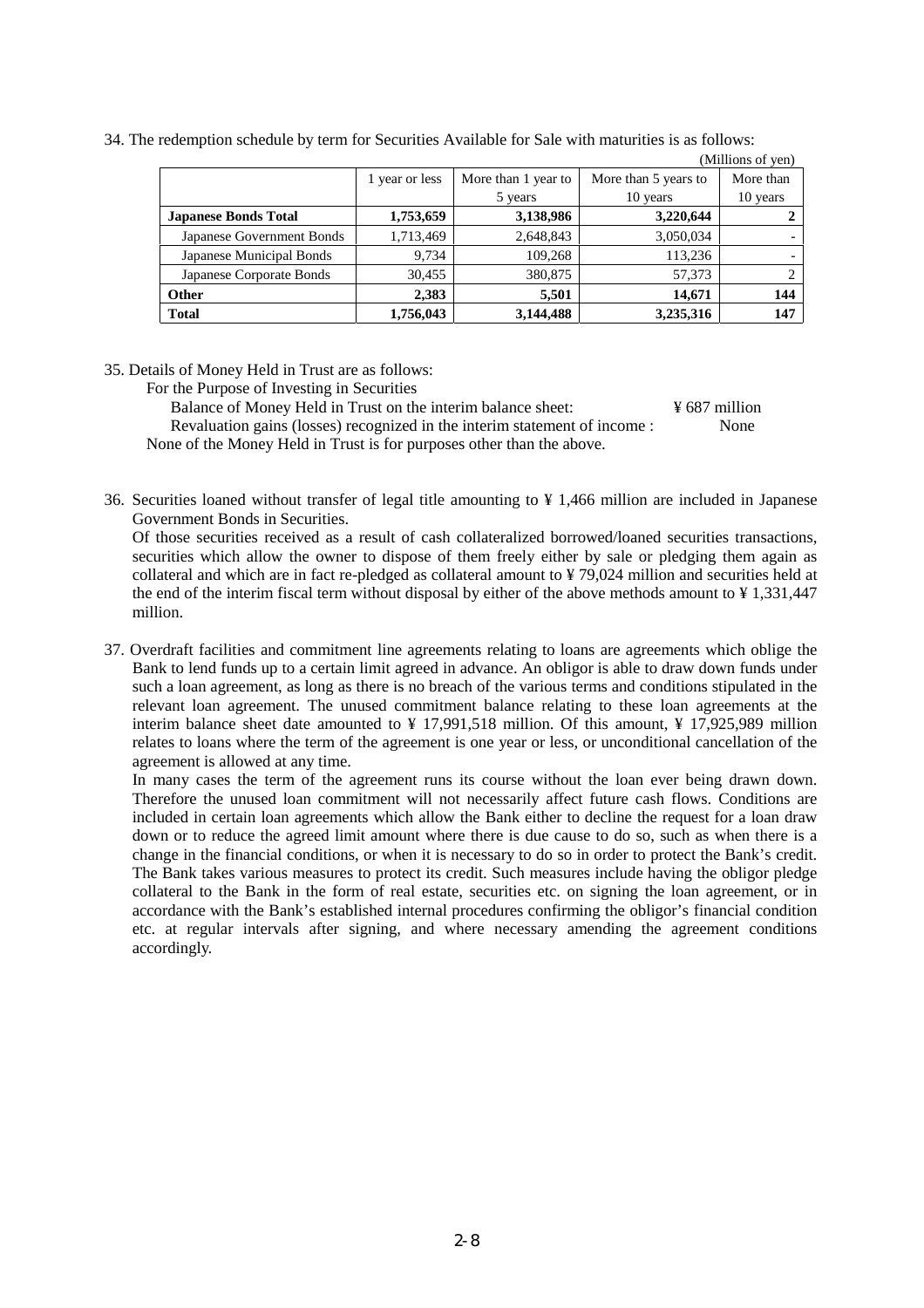34. The redemption schedule by term for Securities Available for Sale with maturities is as follows:

(Millions of yen)

| | 1 year or less | More than 1 year to 5 years | More than 5 years to 10 years | More than 10 years |
|---|---|---|---|---|
| **Japanese Bonds Total** | **1,753,659** | **3,138,986** | **3,220,644** | **2** |
| Japanese Government Bonds | 1,713,469 | 2,648,843 | 3,050,034 | - |
| Japanese Municipal Bonds | 9,734 | 109,268 | 113,236 | - |
| Japanese Corporate Bonds | 30,455 | 380,875 | 57,373 | 2 |
| **Other** | **2,383** | **5,501** | **14,671** | **144** |
| **Total** | **1,756,043** | **3,144,488** | **3,235,316** | **147** |

35. Details of Money Held in Trust are as follows:

For the Purpose of Investing in Securities

Balance of Money Held in Trust on the interim balance sheet: ¥ 687 million

Revaluation gains (losses) recognized in the interim statement of income : None

None of the Money Held in Trust is for purposes other than the above.

36. Securities loaned without transfer of legal title amounting to ¥ 1,466 million are included in Japanese Government Bonds in Securities.

Of those securities received as a result of cash collateralized borrowed/loaned securities transactions, securities which allow the owner to dispose of them freely either by sale or pledging them again as collateral and which are in fact re-pledged as collateral amount to ¥ 79,024 million and securities held at the end of the interim fiscal term without disposal by either of the above methods amount to ¥ 1,331,447 million.

37. Overdraft facilities and commitment line agreements relating to loans are agreements which oblige the Bank to lend funds up to a certain limit agreed in advance. An obligor is able to draw down funds under such a loan agreement, as long as there is no breach of the various terms and conditions stipulated in the relevant loan agreement. The unused commitment balance relating to these loan agreements at the interim balance sheet date amounted to ¥ 17,991,518 million. Of this amount, ¥ 17,925,989 million relates to loans where the term of the agreement is one year or less, or unconditional cancellation of the agreement is allowed at any time.

In many cases the term of the agreement runs its course without the loan ever being drawn down. Therefore the unused loan commitment will not necessarily affect future cash flows. Conditions are included in certain loan agreements which allow the Bank either to decline the request for a loan draw down or to reduce the agreed limit amount where there is due cause to do so, such as when there is a change in the financial conditions, or when it is necessary to do so in order to protect the Bank's credit. The Bank takes various measures to protect its credit. Such measures include having the obligor pledge collateral to the Bank in the form of real estate, securities etc. on signing the loan agreement, or in accordance with the Bank's established internal procedures confirming the obligor's financial condition etc. at regular intervals after signing, and where necessary amending the agreement conditions accordingly.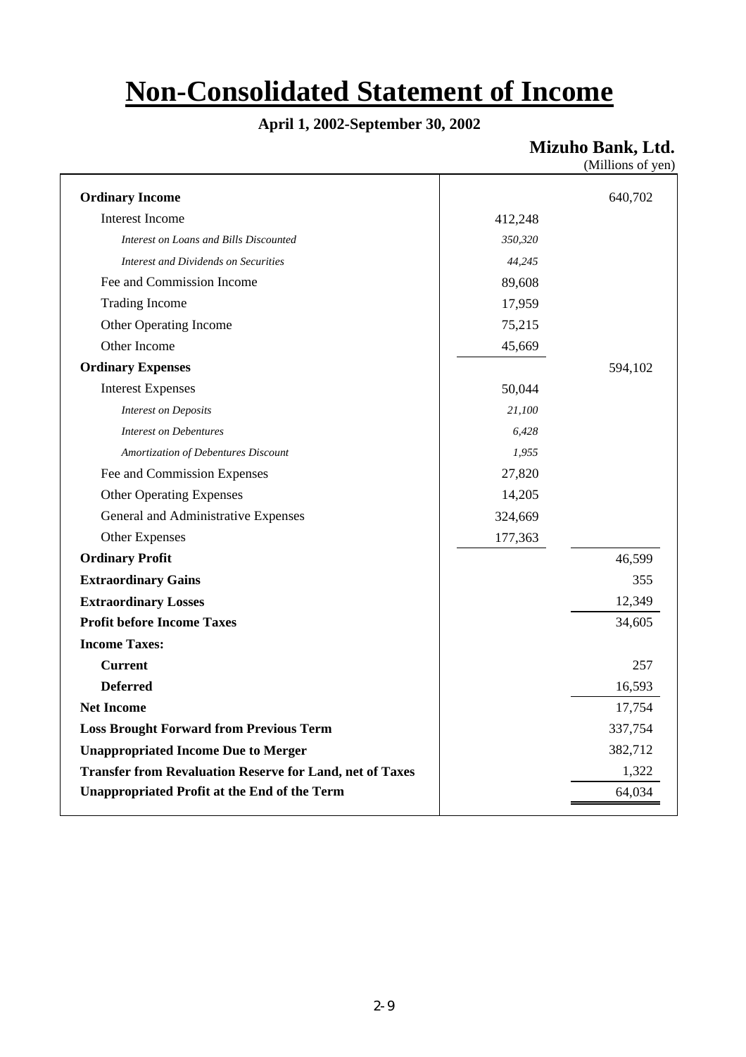# Non-Consolidated Statement of Income

**April 1, 2002-September 30, 2002**

**Mizuho Bank, Ltd.**

(Millions of yen)

| | | |
|---|---|---|
| **Ordinary Income** | | 640,702 |
| Interest Income | 412,248 | |
| *Interest on Loans and Bills Discounted* | *350,320* | |
| *Interest and Dividends on Securities* | *44,245* | |
| Fee and Commission Income | 89,608 | |
| Trading Income | 17,959 | |
| Other Operating Income | 75,215 | |
| Other Income | 45,669 | |
| **Ordinary Expenses** | | 594,102 |
| Interest Expenses | 50,044 | |
| *Interest on Deposits* | *21,100* | |
| *Interest on Debentures* | *6,428* | |
| *Amortization of Debentures Discount* | *1,955* | |
| Fee and Commission Expenses | 27,820 | |
| Other Operating Expenses | 14,205 | |
| General and Administrative Expenses | 324,669 | |
| Other Expenses | 177,363 | |
| **Ordinary Profit** | | 46,599 |
| **Extraordinary Gains** | | 355 |
| **Extraordinary Losses** | | 12,349 |
| **Profit before Income Taxes** | | 34,605 |
| **Income Taxes:** | | |
| **Current** | | 257 |
| **Deferred** | | 16,593 |
| **Net Income** | | 17,754 |
| **Loss Brought Forward from Previous Term** | | 337,754 |
| **Unappropriated Income Due to Merger** | | 382,712 |
| **Transfer from Revaluation Reserve for Land, net of Taxes** | | 1,322 |
| **Unappropriated Profit at the End of the Term** | | 64,034 |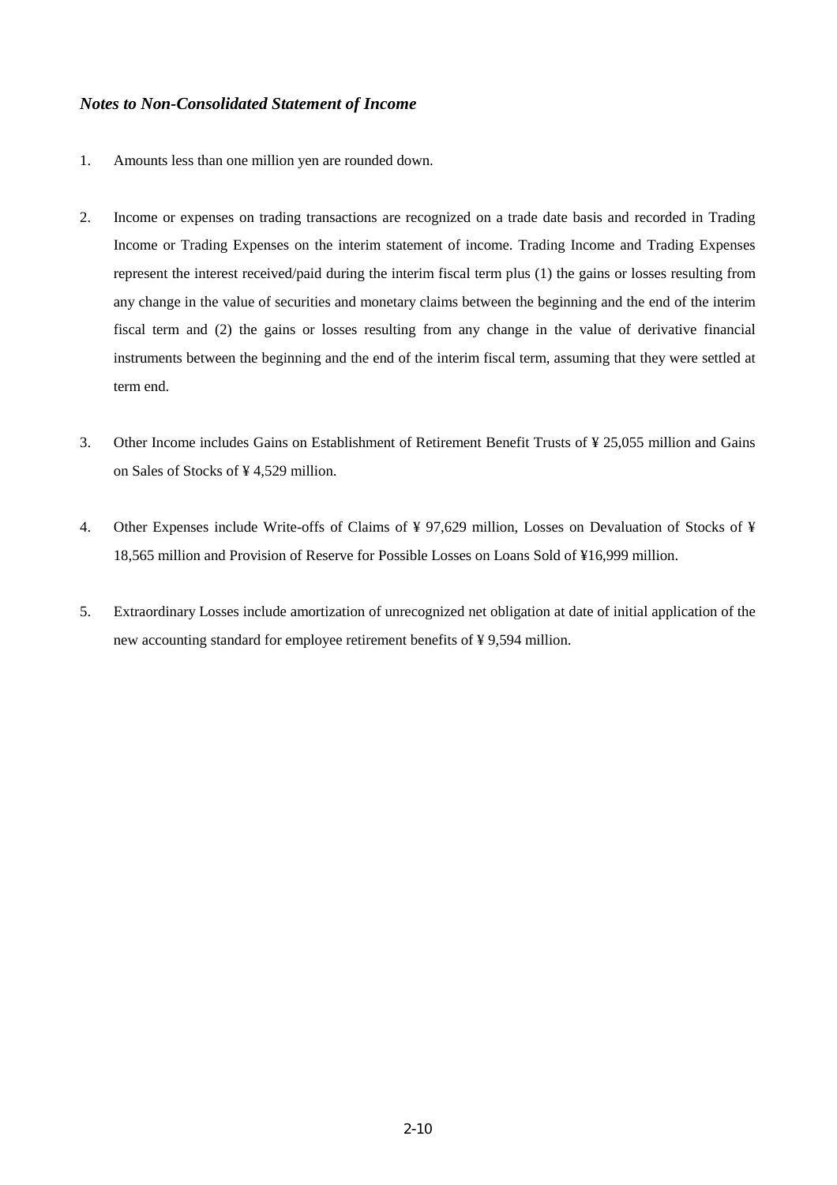### *Notes to Non-Consolidated Statement of Income*

1. Amounts less than one million yen are rounded down.

2. Income or expenses on trading transactions are recognized on a trade date basis and recorded in Trading Income or Trading Expenses on the interim statement of income. Trading Income and Trading Expenses represent the interest received/paid during the interim fiscal term plus (1) the gains or losses resulting from any change in the value of securities and monetary claims between the beginning and the end of the interim fiscal term and (2) the gains or losses resulting from any change in the value of derivative financial instruments between the beginning and the end of the interim fiscal term, assuming that they were settled at term end.

3. Other Income includes Gains on Establishment of Retirement Benefit Trusts of ¥ 25,055 million and Gains on Sales of Stocks of ¥ 4,529 million.

4. Other Expenses include Write-offs of Claims of ¥ 97,629 million, Losses on Devaluation of Stocks of ¥ 18,565 million and Provision of Reserve for Possible Losses on Loans Sold of ¥16,999 million.

5. Extraordinary Losses include amortization of unrecognized net obligation at date of initial application of the new accounting standard for employee retirement benefits of ¥ 9,594 million.